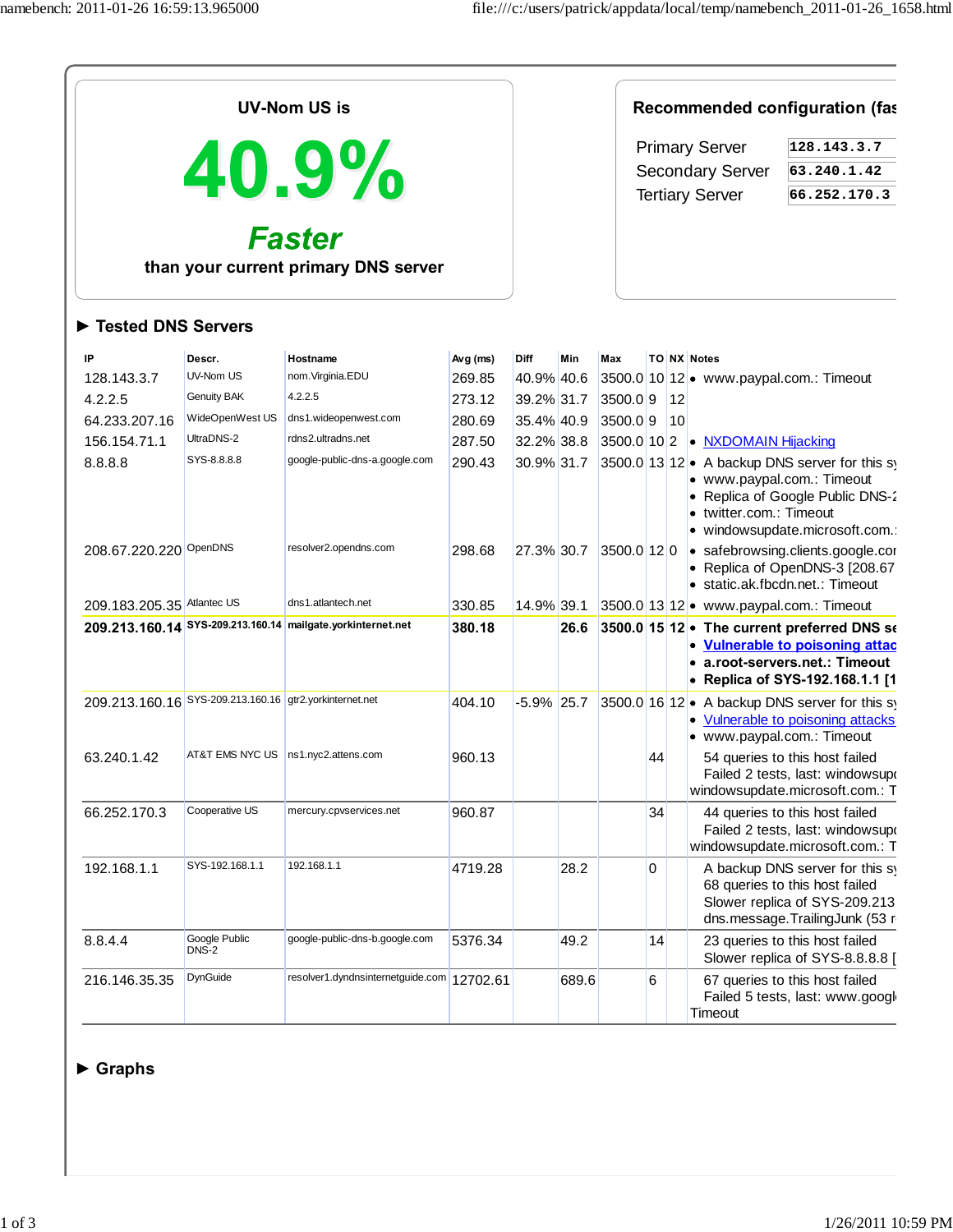UV-Nom US is

# 40.9%

## *Faster*

**than your current primary DNS server**

**Recommended configuration (fas**

| | |
|---|---|
| Primary Server | 128.143.3.7 |
| Secondary Server | 63.240.1.42 |
| Tertiary Server | 66.252.170.3 |

## ► Tested DNS Servers

| IP | Descr. | Hostname | Avg (ms) | Diff | Min | Max | TO | NX | Notes |
|---|---|---|---|---|---|---|---|---|---|
| 128.143.3.7 | UV-Nom US | nom.Virginia.EDU | 269.85 | 40.9% | 40.6 | 3500.0 | 10 | 12 | • www.paypal.com.: Timeout |
| 4.2.2.5 | Genuity BAK | 4.2.2.5 | 273.12 | 39.2% | 31.7 | 3500.0 | 9 | 12 | |
| 64.233.207.16 | WideOpenWest US | dns1.wideopenwest.com | 280.69 | 35.4% | 40.9 | 3500.0 | 9 | 10 | |
| 156.154.71.1 | UltraDNS-2 | rdns2.ultradns.net | 287.50 | 32.2% | 38.8 | 3500.0 | 10 | 2 | • NXDOMAIN Hijacking |
| 8.8.8.8 | SYS-8.8.8.8 | google-public-dns-a.google.com | 290.43 | 30.9% | 31.7 | 3500.0 | 13 | 12 | • A backup DNS server for this sy<br>• www.paypal.com.: Timeout<br>• Replica of Google Public DNS-2<br>• twitter.com.: Timeout<br>• windowsupdate.microsoft.com.: |
| 208.67.220.220 | OpenDNS | resolver2.opendns.com | 298.68 | 27.3% | 30.7 | 3500.0 | 12 | 0 | • safebrowsing.clients.google.cor<br>• Replica of OpenDNS-3 [208.67<br>• static.ak.fbcdn.net.: Timeout |
| 209.183.205.35 | Atlantec US | dns1.atlantech.net | 330.85 | 14.9% | 39.1 | 3500.0 | 13 | 12 | • www.paypal.com.: Timeout |
| **209.213.160.14** | **SYS-209.213.160.14** | **mailgate.yorkinternet.net** | **380.18** | | **26.6** | **3500.0** | **15** | **12** | • **The current preferred DNS se**<br>• **Vulnerable to poisoning attac**<br>• **a.root-servers.net.: Timeout**<br>• **Replica of SYS-192.168.1.1 [1** |
| 209.213.160.16 | SYS-209.213.160.16 | gtr2.yorkinternet.net | 404.10 | -5.9% | 25.7 | 3500.0 | 16 | 12 | • A backup DNS server for this sy<br>• Vulnerable to poisoning attacks<br>• www.paypal.com.: Timeout |
| 63.240.1.42 | AT&T EMS NYC US | ns1.nyc2.attens.com | 960.13 | | | | 44 | | 54 queries to this host failed<br>Failed 2 tests, last: windowsupd<br>windowsupdate.microsoft.com.: T |
| 66.252.170.3 | Cooperative US | mercury.cpvservices.net | 960.87 | | | | 34 | | 44 queries to this host failed<br>Failed 2 tests, last: windowsupd<br>windowsupdate.microsoft.com.: T |
| 192.168.1.1 | SYS-192.168.1.1 | 192.168.1.1 | 4719.28 | | 28.2 | | 0 | | A backup DNS server for this sy<br>68 queries to this host failed<br>Slower replica of SYS-209.213<br>dns.message.TrailingJunk (53 r |
| 8.8.4.4 | Google Public DNS-2 | google-public-dns-b.google.com | 5376.34 | | 49.2 | | 14 | | 23 queries to this host failed<br>Slower replica of SYS-8.8.8.8 [ |
| 216.146.35.35 | DynGuide | resolver1.dyndnsinternetguide.com | 12702.61 | | 689.6 | | 6 | | 67 queries to this host failed<br>Failed 5 tests, last: www.googl<br>Timeout |

## ► Graphs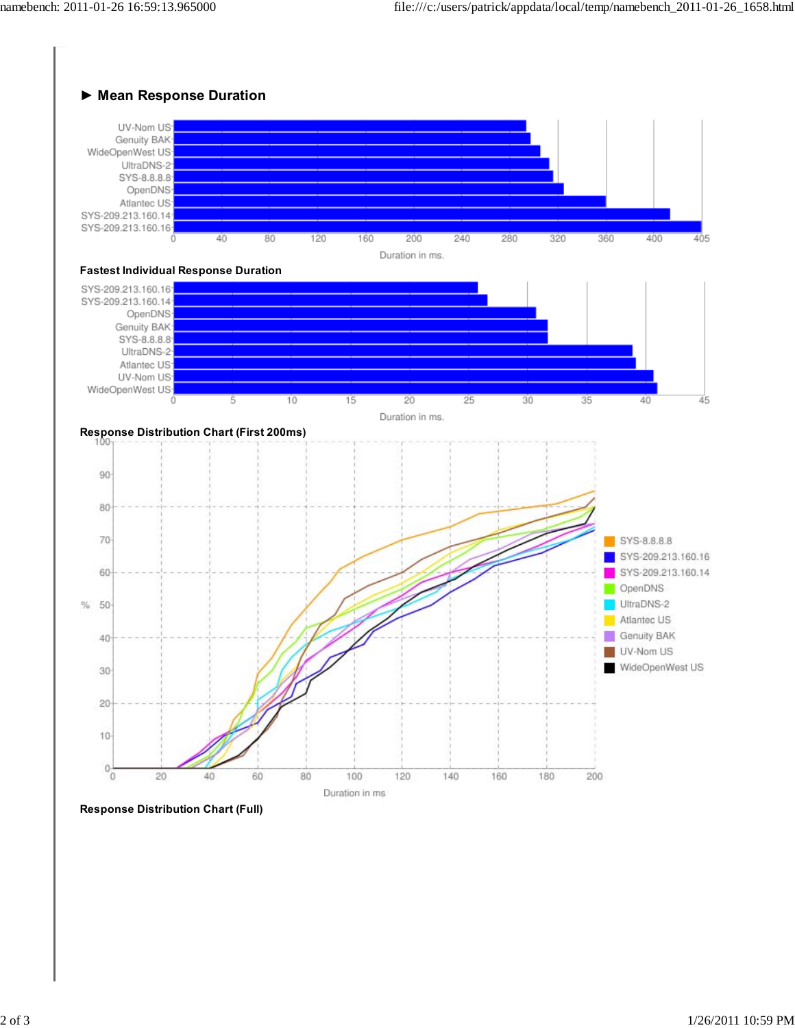## ► Mean Response Duration

| Server |
|---|
| UV-Nom US |
| Genuity BAK |
| WideOpenWest US |
| UltraDNS-2 |
| SYS-8.8.8.8 |
| OpenDNS |
| Atlantec US |
| SYS-209.213.160.14 |
| SYS-209.213.160.16 |

Duration in ms.

### Fastest Individual Response Duration

| Server |
|---|
| SYS-209.213.160.16 |
| SYS-209.213.160.14 |
| OpenDNS |
| Genuity BAK |
| SYS-8.8.8.8 |
| UltraDNS-2 |
| Atlantec US |
| UV-Nom US |
| WideOpenWest US |

Duration in ms.

### Response Distribution Chart (First 200ms)

Legend: SYS-8.8.8.8, SYS-209.213.160.16, SYS-209.213.160.14, OpenDNS, UltraDNS-2, Atlantec US, Genuity BAK, UV-Nom US, WideOpenWest US

Duration in ms

### Response Distribution Chart (Full)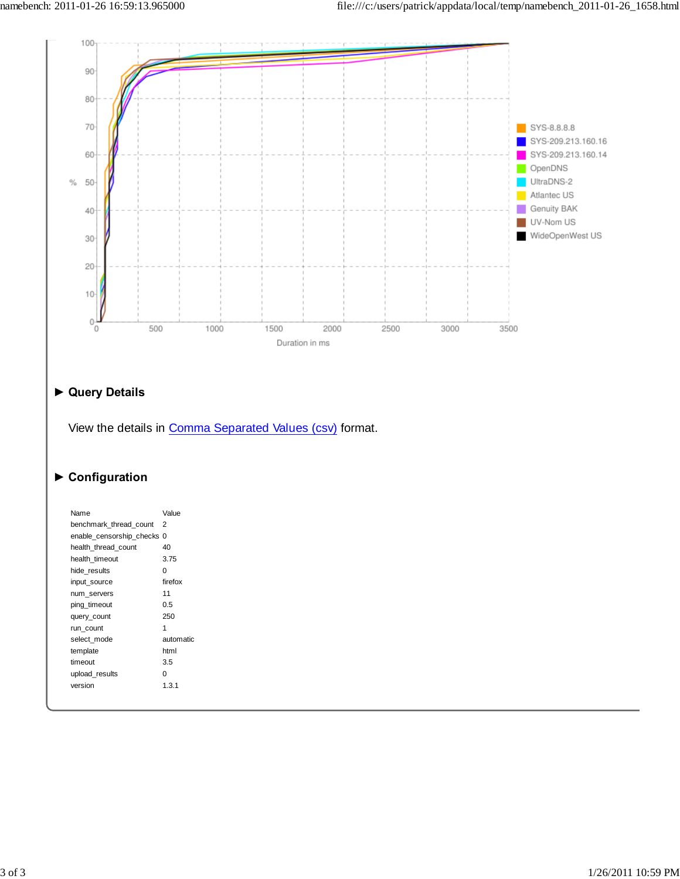100
90
80
70
60
% 50
40
30
20
10
0

0 500 1000 1500 2000 2500 3000 3500

Duration in ms

SYS-8.8.8.8
SYS-209.213.160.16
SYS-209.213.160.14
OpenDNS
UltraDNS-2
Atlantec US
Genuity BAK
UV-Nom US
WideOpenWest US

## ► Query Details

View the details in Comma Separated Values (csv) format.

## ► Configuration

| Name | Value |
|---|---|
| benchmark_thread_count | 2 |
| enable_censorship_checks | 0 |
| health_thread_count | 40 |
| health_timeout | 3.75 |
| hide_results | 0 |
| input_source | firefox |
| num_servers | 11 |
| ping_timeout | 0.5 |
| query_count | 250 |
| run_count | 1 |
| select_mode | automatic |
| template | html |
| timeout | 3.5 |
| upload_results | 0 |
| version | 1.3.1 |